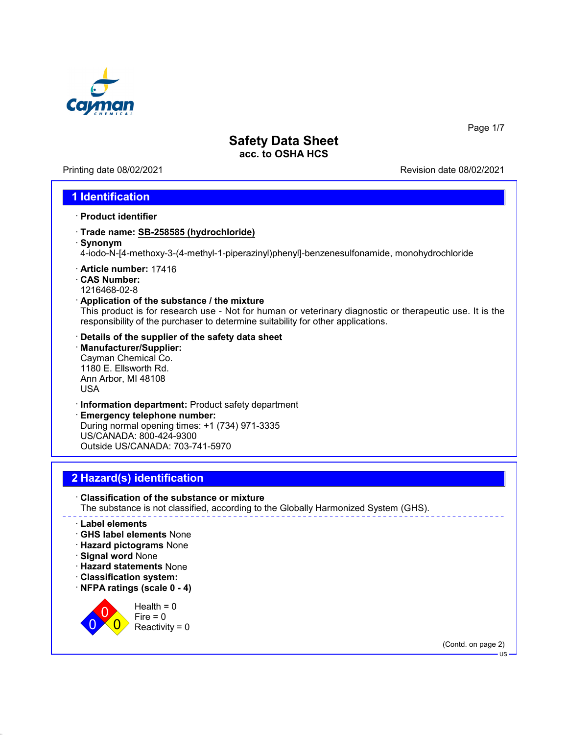# Safety Data Sheet

**acc. to OSHA HCS**

Printing date 08/02/2021 Revision date 08/02/2021

## 1 Identification

· **Product identifier**

· **Trade name: SB-258585 (hydrochloride)**

· **Synonym**
4-iodo-N-[4-methoxy-3-(4-methyl-1-piperazinyl)phenyl]-benzenesulfonamide, monohydrochloride

· **Article number:** 17416

· **CAS Number:**
1216468-02-8

· **Application of the substance / the mixture**
This product is for research use - Not for human or veterinary diagnostic or therapeutic use. It is the responsibility of the purchaser to determine suitability for other applications.

· **Details of the supplier of the safety data sheet**

· **Manufacturer/Supplier:**
Cayman Chemical Co.
1180 E. Ellsworth Rd.
Ann Arbor, MI 48108
USA

· **Information department:** Product safety department

· **Emergency telephone number:**
During normal opening times: +1 (734) 971-3335
US/CANADA: 800-424-9300
Outside US/CANADA: 703-741-5970

## 2 Hazard(s) identification

· **Classification of the substance or mixture**
The substance is not classified, according to the Globally Harmonized System (GHS).

· **Label elements**

· **GHS label elements** None

· **Hazard pictograms** None

· **Signal word** None

· **Hazard statements** None

· **Classification system:**

· **NFPA ratings (scale 0 - 4)**

Health = 0
Fire = 0
Reactivity = 0

(Contd. on page 2)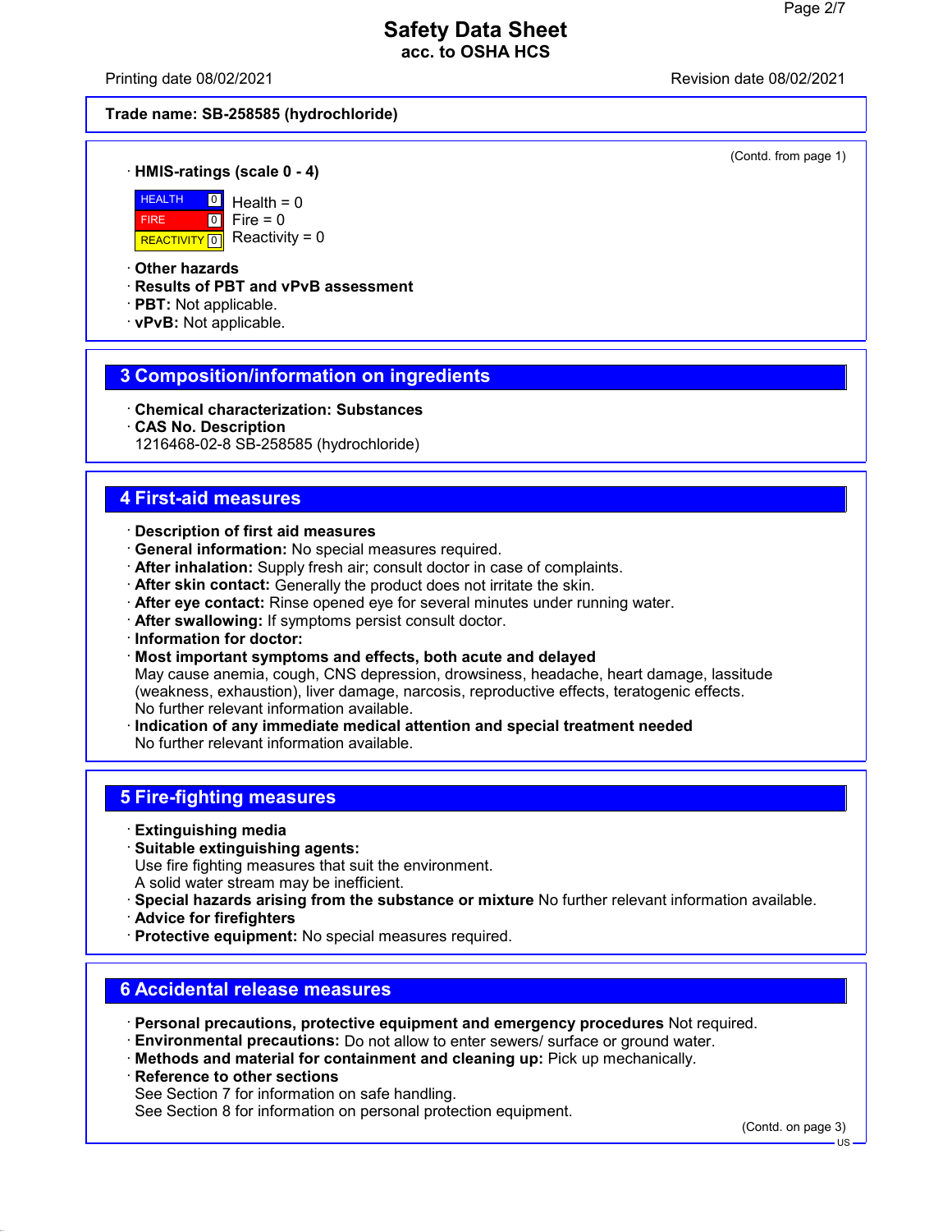**Trade name: SB-258585 (hydrochloride)**

(Contd. from page 1)

· **HMIS-ratings (scale 0 - 4)**

| | | |
|---|---|---|
| HEALTH | 0 | Health = 0 |
| FIRE | 0 | Fire = 0 |
| REACTIVITY | 0 | Reactivity = 0 |

· **Other hazards**
· **Results of PBT and vPvB assessment**
· **PBT:** Not applicable.
· **vPvB:** Not applicable.

## 3 Composition/information on ingredients

· **Chemical characterization: Substances**
· **CAS No. Description**
1216468-02-8 SB-258585 (hydrochloride)

## 4 First-aid measures

· **Description of first aid measures**
· **General information:** No special measures required.
· **After inhalation:** Supply fresh air; consult doctor in case of complaints.
· **After skin contact:** Generally the product does not irritate the skin.
· **After eye contact:** Rinse opened eye for several minutes under running water.
· **After swallowing:** If symptoms persist consult doctor.
· **Information for doctor:**
· **Most important symptoms and effects, both acute and delayed**
May cause anemia, cough, CNS depression, drowsiness, headache, heart damage, lassitude (weakness, exhaustion), liver damage, narcosis, reproductive effects, teratogenic effects.
No further relevant information available.
· **Indication of any immediate medical attention and special treatment needed**
No further relevant information available.

## 5 Fire-fighting measures

· **Extinguishing media**
· **Suitable extinguishing agents:**
Use fire fighting measures that suit the environment.
A solid water stream may be inefficient.
· **Special hazards arising from the substance or mixture** No further relevant information available.
· **Advice for firefighters**
· **Protective equipment:** No special measures required.

## 6 Accidental release measures

· **Personal precautions, protective equipment and emergency procedures** Not required.
· **Environmental precautions:** Do not allow to enter sewers/ surface or ground water.
· **Methods and material for containment and cleaning up:** Pick up mechanically.
· **Reference to other sections**
See Section 7 for information on safe handling.
See Section 8 for information on personal protection equipment.

(Contd. on page 3)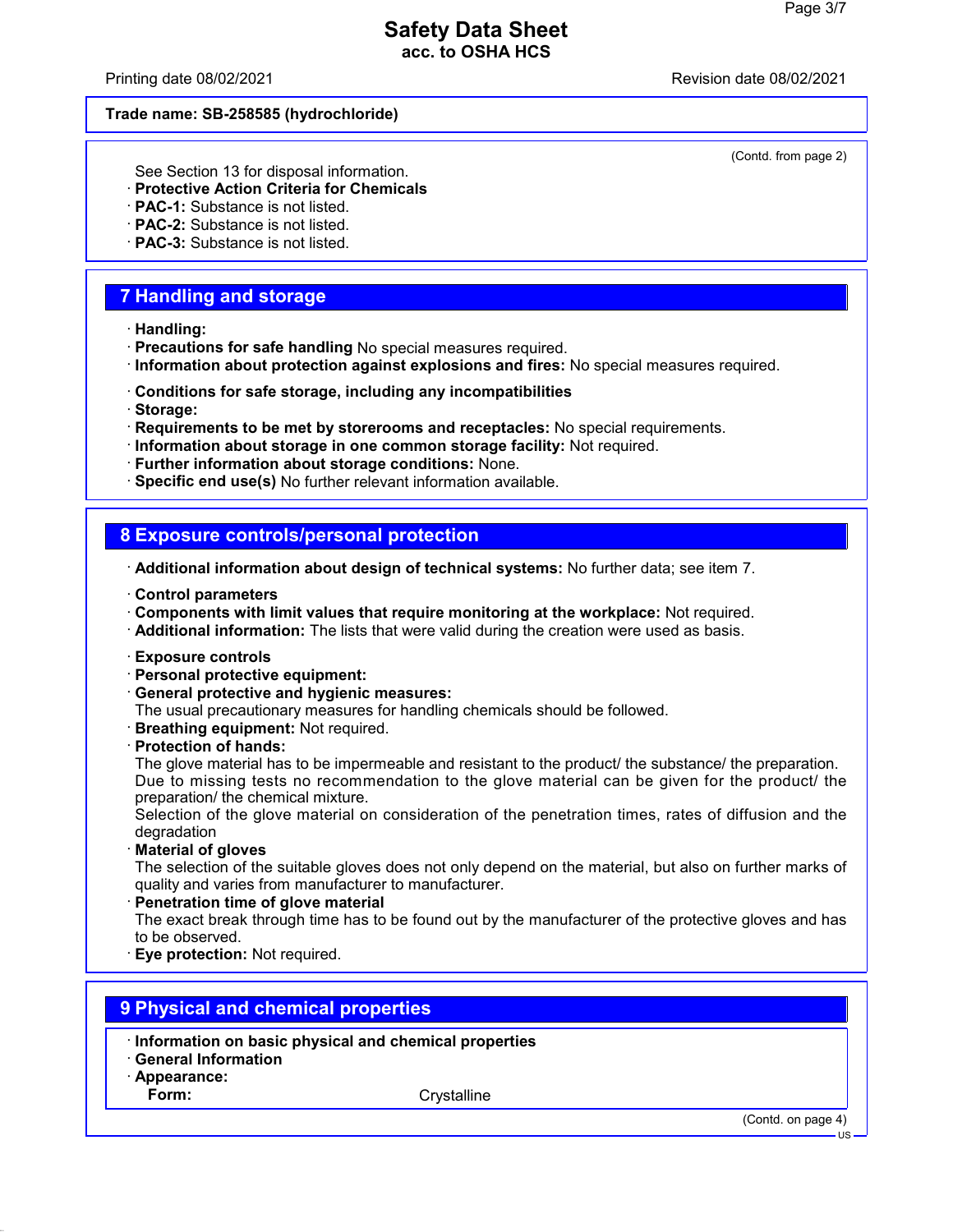Trade name: SB-258585 (hydrochloride)

(Contd. from page 2)

See Section 13 for disposal information.

· **Protective Action Criteria for Chemicals**
· **PAC-1:** Substance is not listed.
· **PAC-2:** Substance is not listed.
· **PAC-3:** Substance is not listed.

## 7 Handling and storage

· **Handling:**
· **Precautions for safe handling** No special measures required.
· **Information about protection against explosions and fires:** No special measures required.

· **Conditions for safe storage, including any incompatibilities**
· **Storage:**
· **Requirements to be met by storerooms and receptacles:** No special requirements.
· **Information about storage in one common storage facility:** Not required.
· **Further information about storage conditions:** None.
· **Specific end use(s)** No further relevant information available.

## 8 Exposure controls/personal protection

· **Additional information about design of technical systems:** No further data; see item 7.

· **Control parameters**
· **Components with limit values that require monitoring at the workplace:** Not required.
· **Additional information:** The lists that were valid during the creation were used as basis.

· **Exposure controls**
· **Personal protective equipment:**
· **General protective and hygienic measures:**
The usual precautionary measures for handling chemicals should be followed.
· **Breathing equipment:** Not required.
· **Protection of hands:**
The glove material has to be impermeable and resistant to the product/ the substance/ the preparation.
Due to missing tests no recommendation to the glove material can be given for the product/ the preparation/ the chemical mixture.
Selection of the glove material on consideration of the penetration times, rates of diffusion and the degradation
· **Material of gloves**
The selection of the suitable gloves does not only depend on the material, but also on further marks of quality and varies from manufacturer to manufacturer.
· **Penetration time of glove material**
The exact break through time has to be found out by the manufacturer of the protective gloves and has to be observed.
· **Eye protection:** Not required.

## 9 Physical and chemical properties

· **Information on basic physical and chemical properties**
· **General Information**
· **Appearance:**
**Form:** Crystalline

(Contd. on page 4)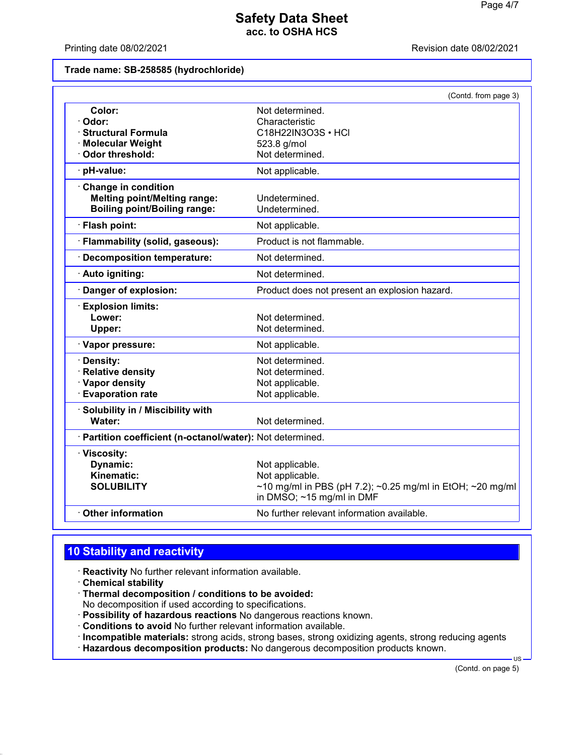**Trade name: SB-258585 (hydrochloride)**

(Contd. from page 3)

| | |
|---|---|
| **Color:** | Not determined. |
| · **Odor:** | Characteristic |
| · **Structural Formula** | $C_{18}H_{22}IN_3O_3S \cdot HCl$ |
| · **Molecular Weight** | 523.8 g/mol |
| · **Odor threshold:** | Not determined. |
| · **pH-value:** | Not applicable. |
| · **Change in condition** | |
| **Melting point/Melting range:** | Undetermined. |
| **Boiling point/Boiling range:** | Undetermined. |
| · **Flash point:** | Not applicable. |
| · **Flammability (solid, gaseous):** | Product is not flammable. |
| · **Decomposition temperature:** | Not determined. |
| · **Auto igniting:** | Not determined. |
| · **Danger of explosion:** | Product does not present an explosion hazard. |
| · **Explosion limits:** | |
| **Lower:** | Not determined. |
| **Upper:** | Not determined. |
| · **Vapor pressure:** | Not applicable. |
| · **Density:** | Not determined. |
| · **Relative density** | Not determined. |
| · **Vapor density** | Not applicable. |
| · **Evaporation rate** | Not applicable. |
| · **Solubility in / Miscibility with** | |
| **Water:** | Not determined. |
| · **Partition coefficient (n-octanol/water):** | Not determined. |
| · **Viscosity:** | |
| **Dynamic:** | Not applicable. |
| **Kinematic:** | Not applicable. |
| **SOLUBILITY** | ~10 mg/ml in PBS (pH 7.2); ~0.25 mg/ml in EtOH; ~20 mg/ml in DMSO; ~15 mg/ml in DMF |
| · **Other information** | No further relevant information available. |

## 10 Stability and reactivity

· **Reactivity** No further relevant information available.
· **Chemical stability**
· **Thermal decomposition / conditions to be avoided:**
No decomposition if used according to specifications.
· **Possibility of hazardous reactions** No dangerous reactions known.
· **Conditions to avoid** No further relevant information available.
· **Incompatible materials:** strong acids, strong bases, strong oxidizing agents, strong reducing agents
· **Hazardous decomposition products:** No dangerous decomposition products known.

(Contd. on page 5)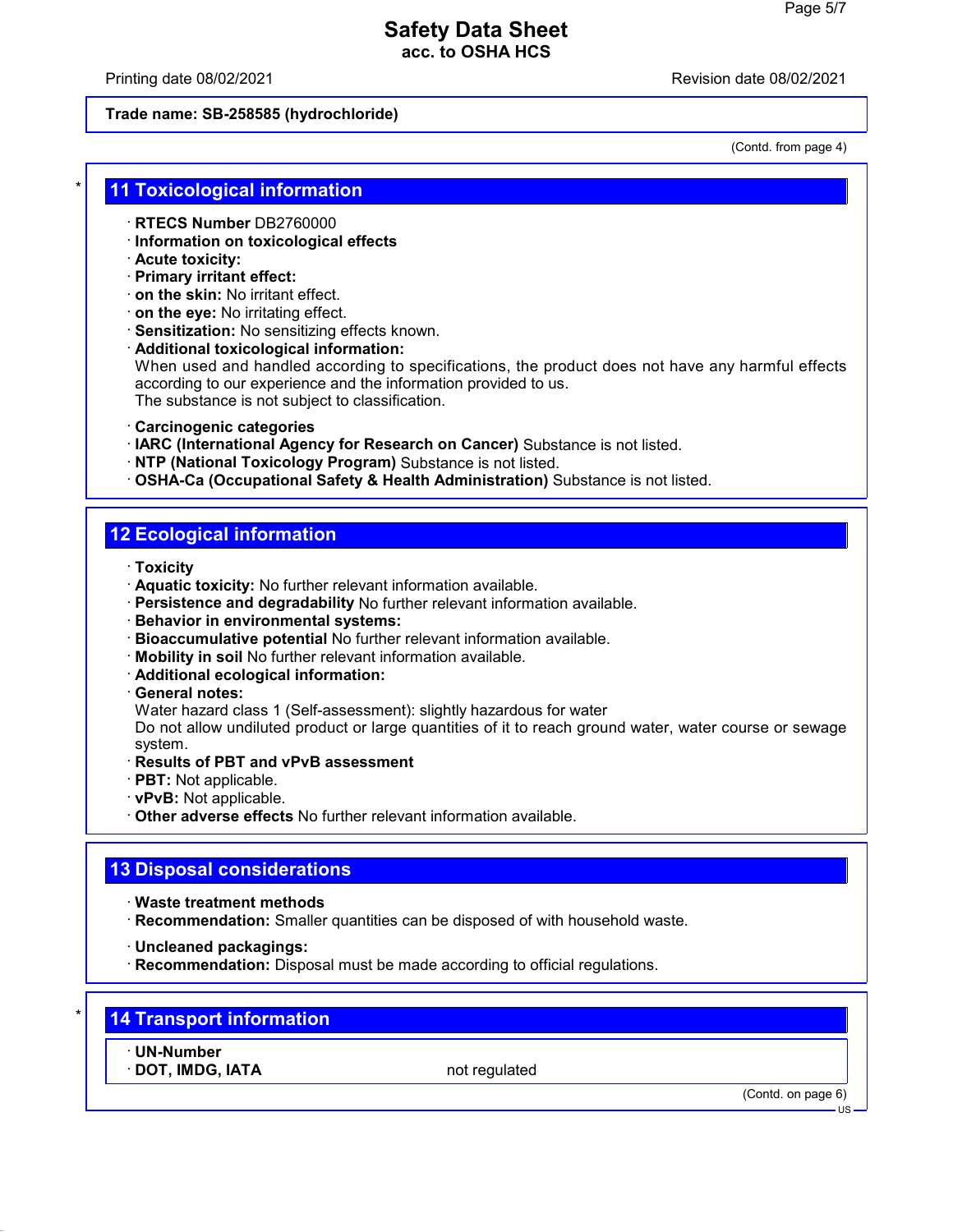Trade name: SB-258585 (hydrochloride)

(Contd. from page 4)

## 11 Toxicological information

· **RTECS Number** DB2760000
· **Information on toxicological effects**
· **Acute toxicity:**
· **Primary irritant effect:**
· **on the skin:** No irritant effect.
· **on the eye:** No irritating effect.
· **Sensitization:** No sensitizing effects known.
· **Additional toxicological information:**
When used and handled according to specifications, the product does not have any harmful effects according to our experience and the information provided to us.
The substance is not subject to classification.

· **Carcinogenic categories**
· **IARC (International Agency for Research on Cancer)** Substance is not listed.
· **NTP (National Toxicology Program)** Substance is not listed.
· **OSHA-Ca (Occupational Safety & Health Administration)** Substance is not listed.

## 12 Ecological information

· **Toxicity**
· **Aquatic toxicity:** No further relevant information available.
· **Persistence and degradability** No further relevant information available.
· **Behavior in environmental systems:**
· **Bioaccumulative potential** No further relevant information available.
· **Mobility in soil** No further relevant information available.
· **Additional ecological information:**
· **General notes:**
Water hazard class 1 (Self-assessment): slightly hazardous for water
Do not allow undiluted product or large quantities of it to reach ground water, water course or sewage system.
· **Results of PBT and vPvB assessment**
· **PBT:** Not applicable.
· **vPvB:** Not applicable.
· **Other adverse effects** No further relevant information available.

## 13 Disposal considerations

· **Waste treatment methods**
· **Recommendation:** Smaller quantities can be disposed of with household waste.

· **Uncleaned packagings:**
· **Recommendation:** Disposal must be made according to official regulations.

## 14 Transport information

· **UN-Number**
· **DOT, IMDG, IATA** not regulated

(Contd. on page 6)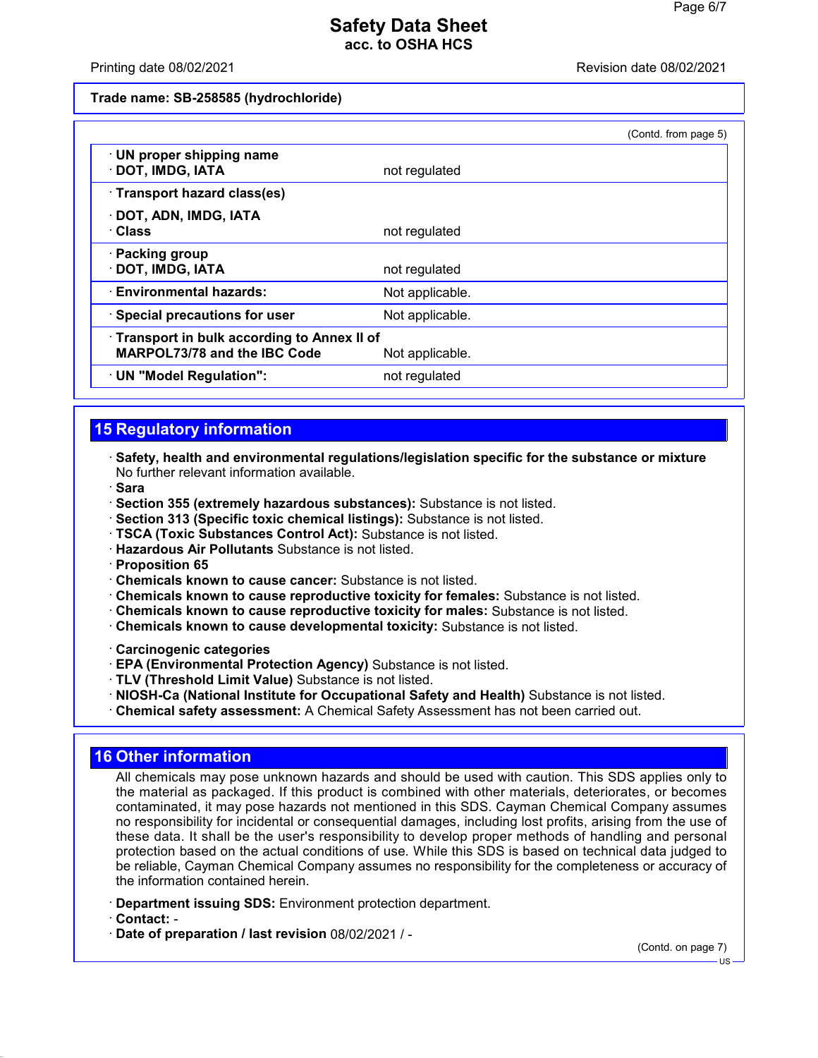**Trade name: SB-258585 (hydrochloride)**

(Contd. from page 5)

| | |
|---|---|
| · **UN proper shipping name**<br>· **DOT, IMDG, IATA** | not regulated |
| · **Transport hazard class(es)**<br>· **DOT, ADN, IMDG, IATA**<br>· **Class** | not regulated |
| · **Packing group**<br>· **DOT, IMDG, IATA** | not regulated |
| · **Environmental hazards:** | Not applicable. |
| · **Special precautions for user** | Not applicable. |
| · **Transport in bulk according to Annex II of MARPOL73/78 and the IBC Code** | Not applicable. |
| · **UN "Model Regulation":** | not regulated |

## 15 Regulatory information

· **Safety, health and environmental regulations/legislation specific for the substance or mixture**
No further relevant information available.
· **Sara**
· **Section 355 (extremely hazardous substances):** Substance is not listed.
· **Section 313 (Specific toxic chemical listings):** Substance is not listed.
· **TSCA (Toxic Substances Control Act):** Substance is not listed.
· **Hazardous Air Pollutants** Substance is not listed.
· **Proposition 65**
· **Chemicals known to cause cancer:** Substance is not listed.
· **Chemicals known to cause reproductive toxicity for females:** Substance is not listed.
· **Chemicals known to cause reproductive toxicity for males:** Substance is not listed.
· **Chemicals known to cause developmental toxicity:** Substance is not listed.

· **Carcinogenic categories**
· **EPA (Environmental Protection Agency)** Substance is not listed.
· **TLV (Threshold Limit Value)** Substance is not listed.
· **NIOSH-Ca (National Institute for Occupational Safety and Health)** Substance is not listed.
· **Chemical safety assessment:** A Chemical Safety Assessment has not been carried out.

## 16 Other information

All chemicals may pose unknown hazards and should be used with caution. This SDS applies only to the material as packaged. If this product is combined with other materials, deteriorates, or becomes contaminated, it may pose hazards not mentioned in this SDS. Cayman Chemical Company assumes no responsibility for incidental or consequential damages, including lost profits, arising from the use of these data. It shall be the user's responsibility to develop proper methods of handling and personal protection based on the actual conditions of use. While this SDS is based on technical data judged to be reliable, Cayman Chemical Company assumes no responsibility for the completeness or accuracy of the information contained herein.

· **Department issuing SDS:** Environment protection department.
· **Contact:** -
· **Date of preparation / last revision** 08/02/2021 / -

(Contd. on page 7)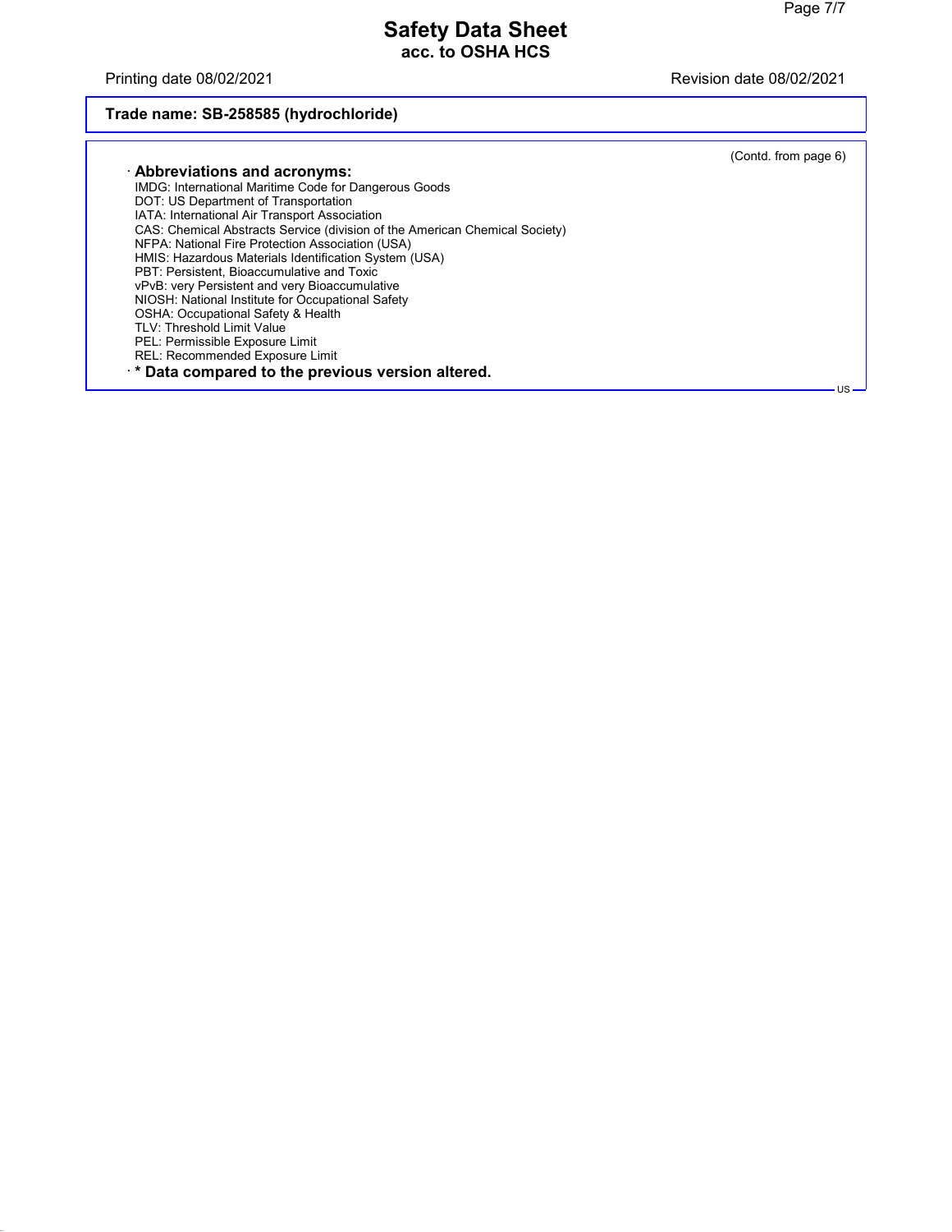(Contd. from page 6)

· **Abbreviations and acronyms:**
IMDG: International Maritime Code for Dangerous Goods
DOT: US Department of Transportation
IATA: International Air Transport Association
CAS: Chemical Abstracts Service (division of the American Chemical Society)
NFPA: National Fire Protection Association (USA)
HMIS: Hazardous Materials Identification System (USA)
PBT: Persistent, Bioaccumulative and Toxic
vPvB: very Persistent and very Bioaccumulative
NIOSH: National Institute for Occupational Safety
OSHA: Occupational Safety & Health
TLV: Threshold Limit Value
PEL: Permissible Exposure Limit
REL: Recommended Exposure Limit

· **\* Data compared to the previous version altered.**